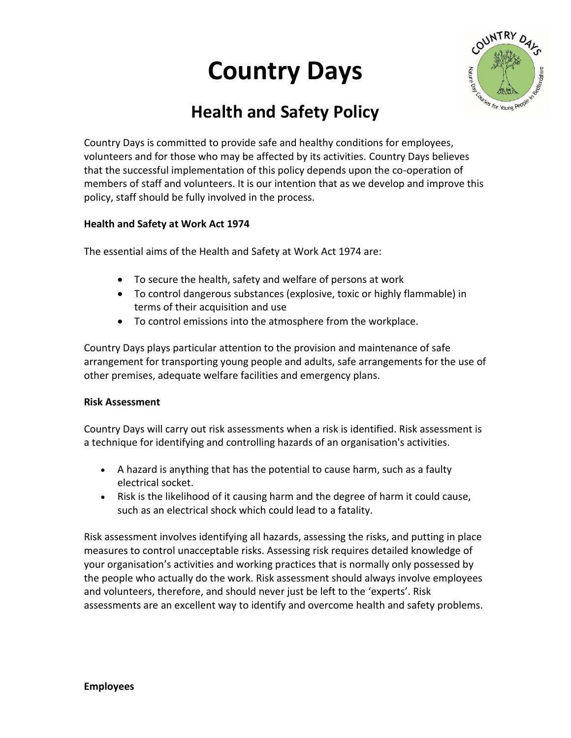# Country Days

## Health and Safety Policy

Country Days is committed to provide safe and healthy conditions for employees, volunteers and for those who may be affected by its activities. Country Days believes that the successful implementation of this policy depends upon the co-operation of members of staff and volunteers. It is our intention that as we develop and improve this policy, staff should be fully involved in the process.

**Health and Safety at Work Act 1974**

The essential aims of the Health and Safety at Work Act 1974 are:

- To secure the health, safety and welfare of persons at work
- To control dangerous substances (explosive, toxic or highly flammable) in terms of their acquisition and use
- To control emissions into the atmosphere from the workplace.

Country Days plays particular attention to the provision and maintenance of safe arrangement for transporting young people and adults, safe arrangements for the use of other premises, adequate welfare facilities and emergency plans.

**Risk Assessment**

Country Days will carry out risk assessments when a risk is identified. Risk assessment is a technique for identifying and controlling hazards of an organisation's activities.

- A hazard is anything that has the potential to cause harm, such as a faulty electrical socket.
- Risk is the likelihood of it causing harm and the degree of harm it could cause, such as an electrical shock which could lead to a fatality.

Risk assessment involves identifying all hazards, assessing the risks, and putting in place measures to control unacceptable risks. Assessing risk requires detailed knowledge of your organisation's activities and working practices that is normally only possessed by the people who actually do the work. Risk assessment should always involve employees and volunteers, therefore, and should never just be left to the 'experts'. Risk assessments are an excellent way to identify and overcome health and safety problems.

**Employees**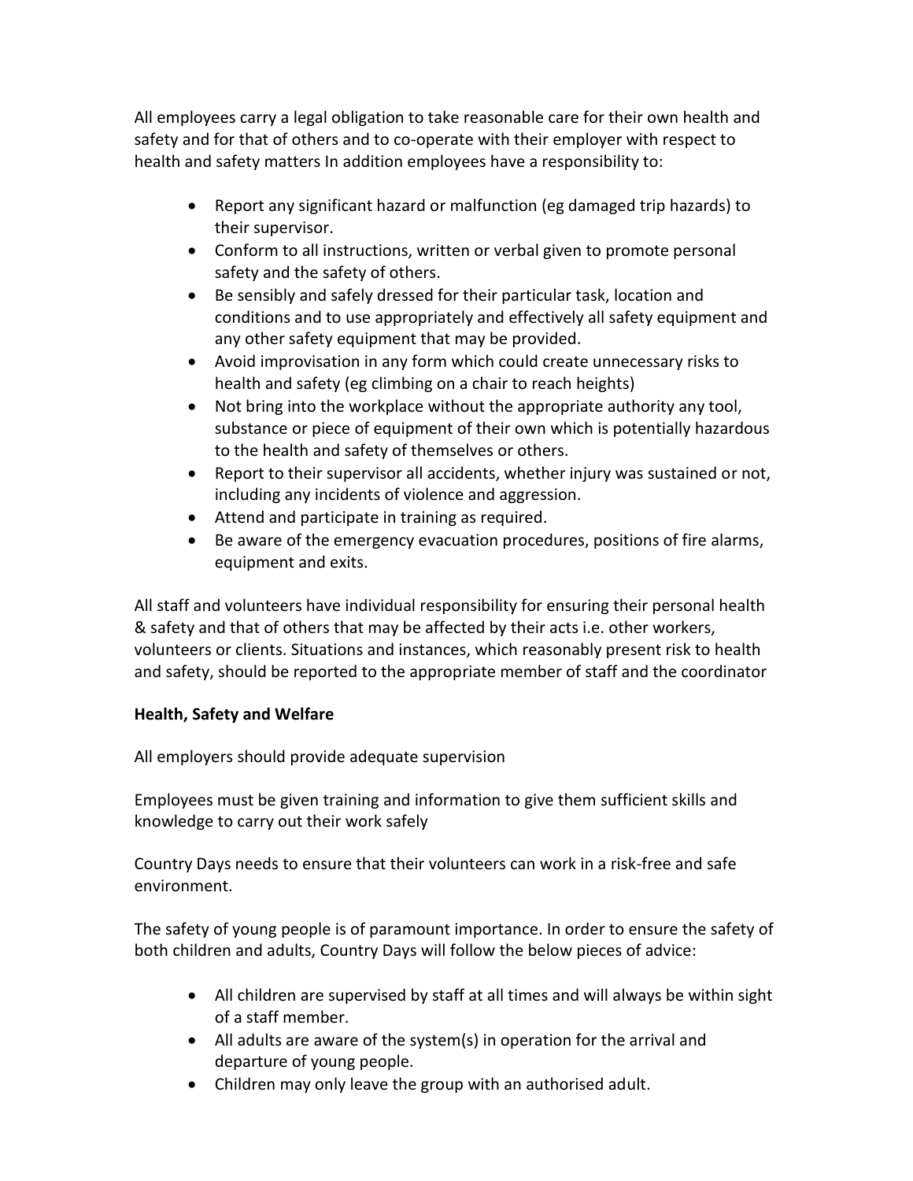All employees carry a legal obligation to take reasonable care for their own health and safety and for that of others and to co-operate with their employer with respect to health and safety matters In addition employees have a responsibility to:

- Report any significant hazard or malfunction (eg damaged trip hazards) to their supervisor.
- Conform to all instructions, written or verbal given to promote personal safety and the safety of others.
- Be sensibly and safely dressed for their particular task, location and conditions and to use appropriately and effectively all safety equipment and any other safety equipment that may be provided.
- Avoid improvisation in any form which could create unnecessary risks to health and safety (eg climbing on a chair to reach heights)
- Not bring into the workplace without the appropriate authority any tool, substance or piece of equipment of their own which is potentially hazardous to the health and safety of themselves or others.
- Report to their supervisor all accidents, whether injury was sustained or not, including any incidents of violence and aggression.
- Attend and participate in training as required.
- Be aware of the emergency evacuation procedures, positions of fire alarms, equipment and exits.

All staff and volunteers have individual responsibility for ensuring their personal health & safety and that of others that may be affected by their acts i.e. other workers, volunteers or clients. Situations and instances, which reasonably present risk to health and safety, should be reported to the appropriate member of staff and the coordinator

**Health, Safety and Welfare**

All employers should provide adequate supervision

Employees must be given training and information to give them sufficient skills and knowledge to carry out their work safely

Country Days needs to ensure that their volunteers can work in a risk-free and safe environment.

The safety of young people is of paramount importance. In order to ensure the safety of both children and adults, Country Days will follow the below pieces of advice:

- All children are supervised by staff at all times and will always be within sight of a staff member.
- All adults are aware of the system(s) in operation for the arrival and departure of young people.
- Children may only leave the group with an authorised adult.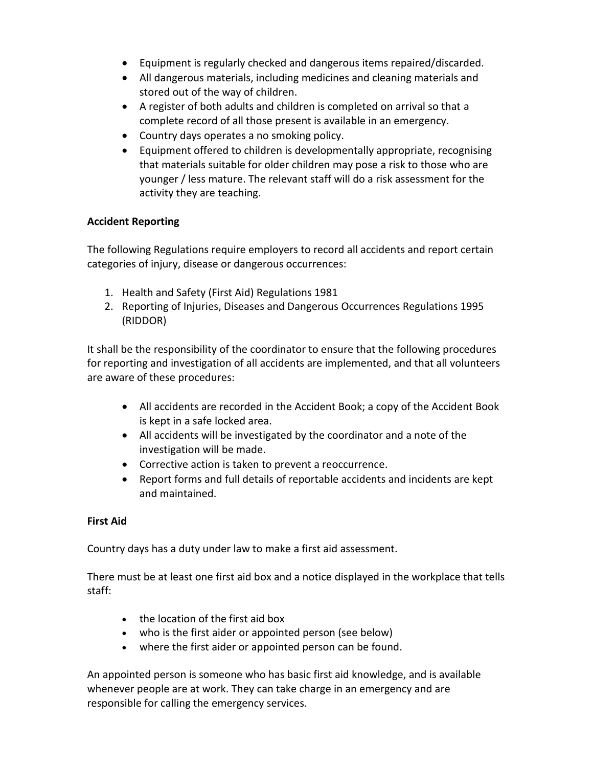- Equipment is regularly checked and dangerous items repaired/discarded.
- All dangerous materials, including medicines and cleaning materials and stored out of the way of children.
- A register of both adults and children is completed on arrival so that a complete record of all those present is available in an emergency.
- Country days operates a no smoking policy.
- Equipment offered to children is developmentally appropriate, recognising that materials suitable for older children may pose a risk to those who are younger / less mature. The relevant staff will do a risk assessment for the activity they are teaching.

**Accident Reporting**

The following Regulations require employers to record all accidents and report certain categories of injury, disease or dangerous occurrences:

1. Health and Safety (First Aid) Regulations 1981
2. Reporting of Injuries, Diseases and Dangerous Occurrences Regulations 1995 (RIDDOR)

It shall be the responsibility of the coordinator to ensure that the following procedures for reporting and investigation of all accidents are implemented, and that all volunteers are aware of these procedures:

- All accidents are recorded in the Accident Book; a copy of the Accident Book is kept in a safe locked area.
- All accidents will be investigated by the coordinator and a note of the investigation will be made.
- Corrective action is taken to prevent a reoccurrence.
- Report forms and full details of reportable accidents and incidents are kept and maintained.

**First Aid**

Country days has a duty under law to make a first aid assessment.

There must be at least one first aid box and a notice displayed in the workplace that tells staff:

- the location of the first aid box
- who is the first aider or appointed person (see below)
- where the first aider or appointed person can be found.

An appointed person is someone who has basic first aid knowledge, and is available whenever people are at work. They can take charge in an emergency and are responsible for calling the emergency services.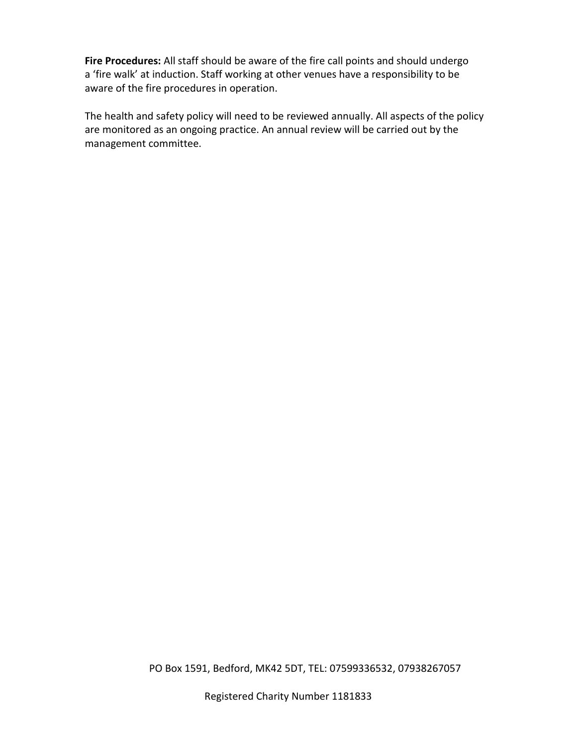**Fire Procedures:** All staff should be aware of the fire call points and should undergo a 'fire walk' at induction. Staff working at other venues have a responsibility to be aware of the fire procedures in operation.

The health and safety policy will need to be reviewed annually. All aspects of the policy are monitored as an ongoing practice. An annual review will be carried out by the management committee.